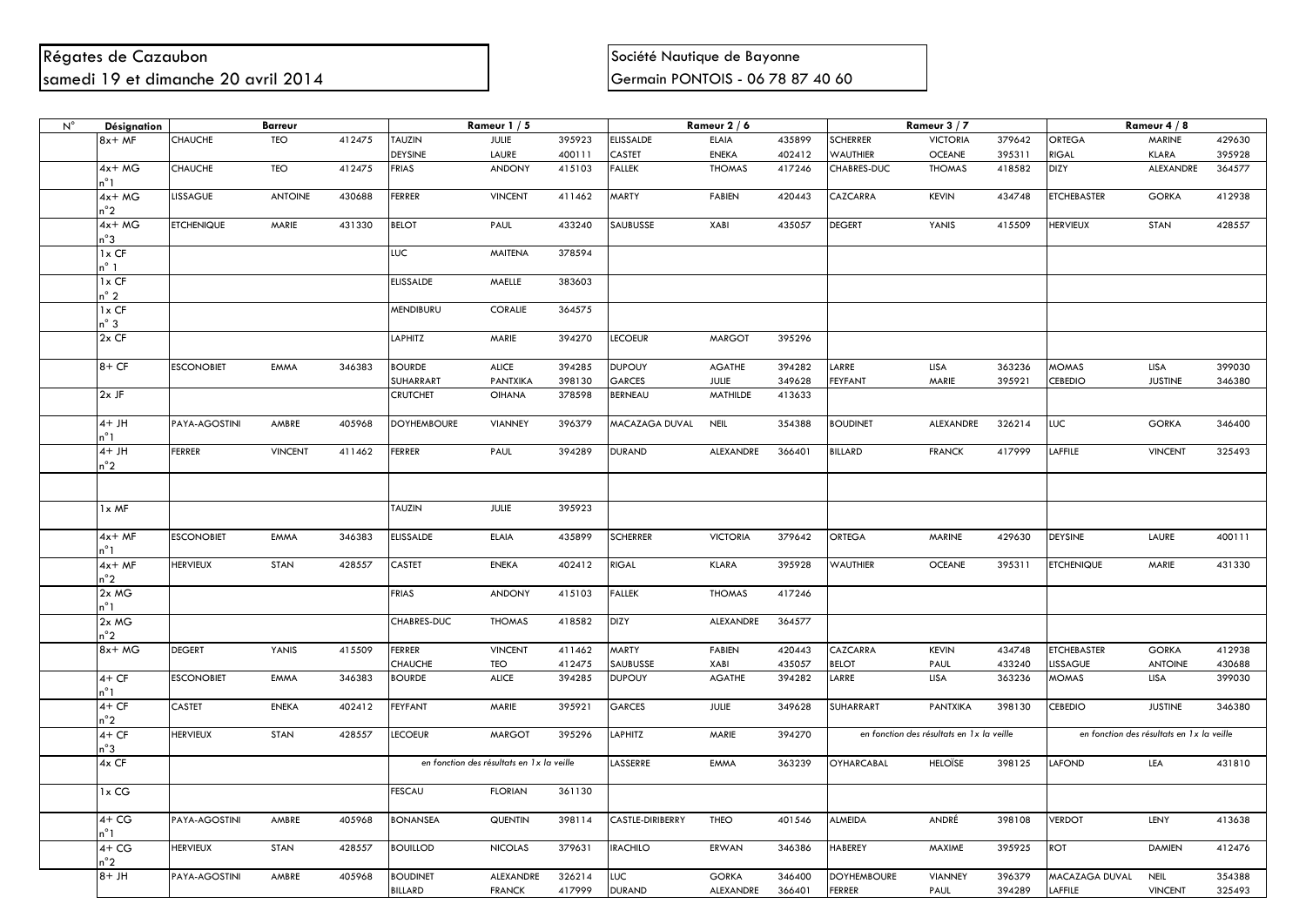Régates de Cazaubon
samedi 19 et dimanche 20 avril 2014

Société Nautique de Bayonne
Germain PONTOIS - 06 78 87 40 60

| N° | Désignation | Barreur | | | Rameur 1 / 5 | | | Rameur 2 / 6 | | | Rameur 3 / 7 | | | Rameur 4 / 8 | | |
|---|---|---|---|---|---|---|---|---|---|---|---|---|---|---|---|---|
| | 8x+ MF | CHAUCHE | TEO | 412475 | TAUZIN | JULIE | 395923 | ELISSALDE | ELAIA | 435899 | SCHERRER | VICTORIA | 379642 | ORTEGA | MARINE | 429630 |
| | | | | | DEYSINE | LAURE | 400111 | CASTET | ENEKA | 402412 | WAUTHIER | OCEANE | 395311 | RIGAL | KLARA | 395928 |
| | 4x+ MG n°1 | CHAUCHE | TEO | 412475 | FRIAS | ANDONY | 415103 | FALLEK | THOMAS | 417246 | CHABRES-DUC | THOMAS | 418582 | DIZY | ALEXANDRE | 364577 |
| | 4x+ MG n°2 | LISSAGUE | ANTOINE | 430688 | FERRER | VINCENT | 411462 | MARTY | FABIEN | 420443 | CAZCARRA | KEVIN | 434748 | ETCHEBASTER | GORKA | 412938 |
| | 4x+ MG n°3 | ETCHENIQUE | MARIE | 431330 | BELOT | PAUL | 433240 | SAUBUSSE | XABI | 435057 | DEGERT | YANIS | 415509 | HERVIEUX | STAN | 428557 |
| | 1x CF n° 1 | | | | LUC | MAITENA | 378594 | | | | | | | | | |
| | 1x CF n° 2 | | | | ELISSALDE | MAELLE | 383603 | | | | | | | | | |
| | 1x CF n° 3 | | | | MENDIBURU | CORALIE | 364575 | | | | | | | | | |
| | 2x CF | | | | LAPHITZ | MARIE | 394270 | LECOEUR | MARGOT | 395296 | | | | | | |
| | 8+ CF | ESCONOBIET | EMMA | 346383 | BOURDE | ALICE | 394285 | DUPOUY | AGATHE | 394282 | LARRE | LISA | 363236 | MOMAS | LISA | 399030 |
| | | | | | SUHARRART | PANTXIKA | 398130 | GARCES | JULIE | 349628 | FEYFANT | MARIE | 395921 | CEBEDIO | JUSTINE | 346380 |
| | 2x JF | | | | CRUTCHET | OIHANA | 378598 | BERNEAU | MATHILDE | 413633 | | | | | | |
| | 4+ JH n°1 | PAYA-AGOSTINI | AMBRE | 405968 | DOYHEMBOURE | VIANNEY | 396379 | MACAZAGA DUVAL | NEIL | 354388 | BOUDINET | ALEXANDRE | 326214 | LUC | GORKA | 346400 |
| | 4+ JH n°2 | FERRER | VINCENT | 411462 | FERRER | PAUL | 394289 | DURAND | ALEXANDRE | 366401 | BILLARD | FRANCK | 417999 | LAFFILE | VINCENT | 325493 |
| | | | | | | | | | | | | | | | | |
| | 1x MF | | | | TAUZIN | JULIE | 395923 | | | | | | | | | |
| | 4x+ MF n°1 | ESCONOBIET | EMMA | 346383 | ELISSALDE | ELAIA | 435899 | SCHERRER | VICTORIA | 379642 | ORTEGA | MARINE | 429630 | DEYSINE | LAURE | 400111 |
| | 4x+ MF n°2 | HERVIEUX | STAN | 428557 | CASTET | ENEKA | 402412 | RIGAL | KLARA | 395928 | WAUTHIER | OCEANE | 395311 | ETCHENIQUE | MARIE | 431330 |
| | 2x MG n°1 | | | | FRIAS | ANDONY | 415103 | FALLEK | THOMAS | 417246 | | | | | | |
| | 2x MG n°2 | | | | CHABRES-DUC | THOMAS | 418582 | DIZY | ALEXANDRE | 364577 | | | | | | |
| | 8x+ MG | DEGERT | YANIS | 415509 | FERRER | VINCENT | 411462 | MARTY | FABIEN | 420443 | CAZCARRA | KEVIN | 434748 | ETCHEBASTER | GORKA | 412938 |
| | | | | | CHAUCHE | TEO | 412475 | SAUBUSSE | XABI | 435057 | BELOT | PAUL | 433240 | LISSAGUE | ANTOINE | 430688 |
| | 4+ CF n°1 | ESCONOBIET | EMMA | 346383 | BOURDE | ALICE | 394285 | DUPOUY | AGATHE | 394282 | LARRE | LISA | 363236 | MOMAS | LISA | 399030 |
| | 4+ CF n°2 | CASTET | ENEKA | 402412 | FEYFANT | MARIE | 395921 | GARCES | JULIE | 349628 | SUHARRART | PANTXIKA | 398130 | CEBEDIO | JUSTINE | 346380 |
| | 4+ CF n°3 | HERVIEUX | STAN | 428557 | LECOEUR | MARGOT | 395296 | LAPHITZ | MARIE | 394270 | *en fonction des résultats en 1x la veille* | | | *en fonction des résultats en 1x la veille* | | |
| | 4x CF | | | | *en fonction des résultats en 1x la veille* | | | LASSERRE | EMMA | 363239 | OYHARCABAL | HELOÏSE | 398125 | LAFOND | LEA | 431810 |
| | 1x CG | | | | FESCAU | FLORIAN | 361130 | | | | | | | | | |
| | 4+ CG n°1 | PAYA-AGOSTINI | AMBRE | 405968 | BONANSEA | QUENTIN | 398114 | CASTLE-DIRIBERRY | THEO | 401546 | ALMEIDA | ANDRÉ | 398108 | VERDOT | LENY | 413638 |
| | 4+ CG n°2 | HERVIEUX | STAN | 428557 | BOUILLOD | NICOLAS | 379631 | IRACHILO | ERWAN | 346386 | HABEREY | MAXIME | 395925 | ROT | DAMIEN | 412476 |
| | 8+ JH | PAYA-AGOSTINI | AMBRE | 405968 | BOUDINET | ALEXANDRE | 326214 | LUC | GORKA | 346400 | DOYHEMBOURE | VIANNEY | 396379 | MACAZAGA DUVAL | NEIL | 354388 |
| | | | | | BILLARD | FRANCK | 417999 | DURAND | ALEXANDRE | 366401 | FERRER | PAUL | 394289 | LAFFILE | VINCENT | 325493 |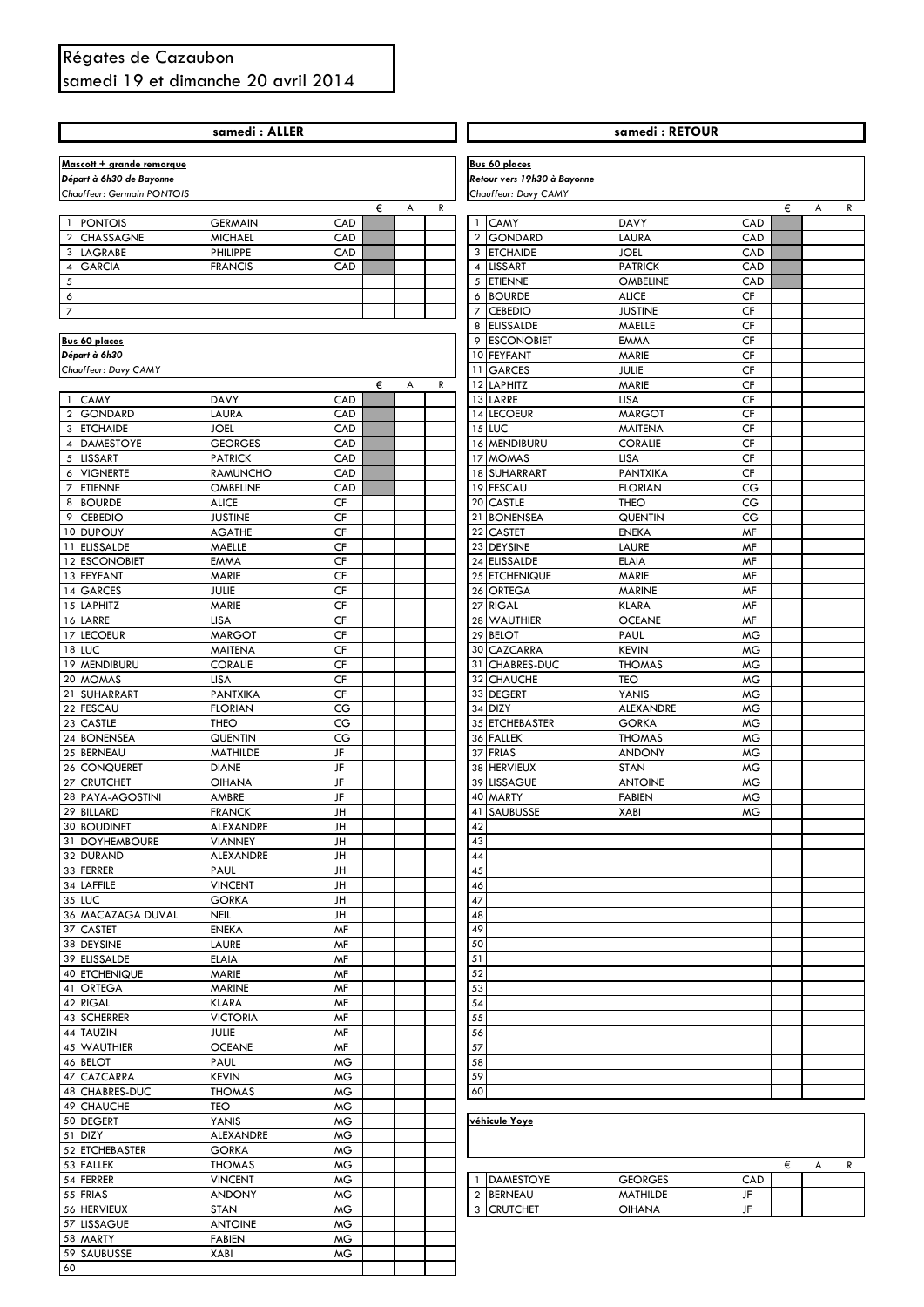# Régates de Cazaubon
## samedi 19 et dimanche 20 avril 2014

## samedi : ALLER

**Mascott + grande remorque**
***Départ à 6h30 de Bayonne***
*Chauffeur: Germain PONTOIS*

| | | | | € | A | R |
|---|---|---|---|---|---|---|
| 1 | PONTOIS | GERMAIN | CAD | | | |
| 2 | CHASSAGNE | MICHAEL | CAD | | | |
| 3 | LAGRABE | PHILIPPE | CAD | | | |
| 4 | GARCIA | FRANCIS | CAD | | | |
| 5 | | | | | | |
| 6 | | | | | | |
| 7 | | | | | | |

**Bus 60 places**
***Départ à 6h30***
*Chauffeur: Davy CAMY*

| | | | | € | A | R |
|---|---|---|---|---|---|---|
| 1 | CAMY | DAVY | CAD | | | |
| 2 | GONDARD | LAURA | CAD | | | |
| 3 | ETCHAIDE | JOEL | CAD | | | |
| 4 | DAMESTOYE | GEORGES | CAD | | | |
| 5 | LISSART | PATRICK | CAD | | | |
| 6 | VIGNERTE | RAMUNCHO | CAD | | | |
| 7 | ETIENNE | OMBELINE | CAD | | | |
| 8 | BOURDE | ALICE | CF | | | |
| 9 | CEBEDIO | JUSTINE | CF | | | |
| 10 | DUPOUY | AGATHE | CF | | | |
| 11 | ELISSALDE | MAELLE | CF | | | |
| 12 | ESCONOBIET | EMMA | CF | | | |
| 13 | FEYFANT | MARIE | CF | | | |
| 14 | GARCES | JULIE | CF | | | |
| 15 | LAPHITZ | MARIE | CF | | | |
| 16 | LARRE | LISA | CF | | | |
| 17 | LECOEUR | MARGOT | CF | | | |
| 18 | LUC | MAITENA | CF | | | |
| 19 | MENDIBURU | CORALIE | CF | | | |
| 20 | MOMAS | LISA | CF | | | |
| 21 | SUHARRART | PANTXIKA | CF | | | |
| 22 | FESCAU | FLORIAN | CG | | | |
| 23 | CASTLE | THEO | CG | | | |
| 24 | BONENSEA | QUENTIN | CG | | | |
| 25 | BERNEAU | MATHILDE | JF | | | |
| 26 | CONQUERET | DIANE | JF | | | |
| 27 | CRUTCHET | OIHANA | JF | | | |
| 28 | PAYA-AGOSTINI | AMBRE | JF | | | |
| 29 | BILLARD | FRANCK | JH | | | |
| 30 | BOUDINET | ALEXANDRE | JH | | | |
| 31 | DOYHEMBOURE | VIANNEY | JH | | | |
| 32 | DURAND | ALEXANDRE | JH | | | |
| 33 | FERRER | PAUL | JH | | | |
| 34 | LAFFILE | VINCENT | JH | | | |
| 35 | LUC | GORKA | JH | | | |
| 36 | MACAZAGA DUVAL | NEIL | JH | | | |
| 37 | CASTET | ENEKA | MF | | | |
| 38 | DEYSINE | LAURE | MF | | | |
| 39 | ELISSALDE | ELAIA | MF | | | |
| 40 | ETCHENIQUE | MARIE | MF | | | |
| 41 | ORTEGA | MARINE | MF | | | |
| 42 | RIGAL | KLARA | MF | | | |
| 43 | SCHERRER | VICTORIA | MF | | | |
| 44 | TAUZIN | JULIE | MF | | | |
| 45 | WAUTHIER | OCEANE | MF | | | |
| 46 | BELOT | PAUL | MG | | | |
| 47 | CAZCARRA | KEVIN | MG | | | |
| 48 | CHABRES-DUC | THOMAS | MG | | | |
| 49 | CHAUCHE | TEO | MG | | | |
| 50 | DEGERT | YANIS | MG | | | |
| 51 | DIZY | ALEXANDRE | MG | | | |
| 52 | ETCHEBASTER | GORKA | MG | | | |
| 53 | FALLEK | THOMAS | MG | | | |
| 54 | FERRER | VINCENT | MG | | | |
| 55 | FRIAS | ANDONY | MG | | | |
| 56 | HERVIEUX | STAN | MG | | | |
| 57 | LISSAGUE | ANTOINE | MG | | | |
| 58 | MARTY | FABIEN | MG | | | |
| 59 | SAUBUSSE | XABI | MG | | | |
| 60 | | | | | | |

## samedi : RETOUR

**Bus 60 places**
***Retour vers 19h30 à Bayonne***
*Chauffeur: Davy CAMY*

| | | | | € | A | R |
|---|---|---|---|---|---|---|
| 1 | CAMY | DAVY | CAD | | | |
| 2 | GONDARD | LAURA | CAD | | | |
| 3 | ETCHAIDE | JOEL | CAD | | | |
| 4 | LISSART | PATRICK | CAD | | | |
| 5 | ETIENNE | OMBELINE | CAD | | | |
| 6 | BOURDE | ALICE | CF | | | |
| 7 | CEBEDIO | JUSTINE | CF | | | |
| 8 | ELISSALDE | MAELLE | CF | | | |
| 9 | ESCONOBIET | EMMA | CF | | | |
| 10 | FEYFANT | MARIE | CF | | | |
| 11 | GARCES | JULIE | CF | | | |
| 12 | LAPHITZ | MARIE | CF | | | |
| 13 | LARRE | LISA | CF | | | |
| 14 | LECOEUR | MARGOT | CF | | | |
| 15 | LUC | MAITENA | CF | | | |
| 16 | MENDIBURU | CORALIE | CF | | | |
| 17 | MOMAS | LISA | CF | | | |
| 18 | SUHARRART | PANTXIKA | CF | | | |
| 19 | FESCAU | FLORIAN | CG | | | |
| 20 | CASTLE | THEO | CG | | | |
| 21 | BONENSEA | QUENTIN | CG | | | |
| 22 | CASTET | ENEKA | MF | | | |
| 23 | DEYSINE | LAURE | MF | | | |
| 24 | ELISSALDE | ELAIA | MF | | | |
| 25 | ETCHENIQUE | MARIE | MF | | | |
| 26 | ORTEGA | MARINE | MF | | | |
| 27 | RIGAL | KLARA | MF | | | |
| 28 | WAUTHIER | OCEANE | MF | | | |
| 29 | BELOT | PAUL | MG | | | |
| 30 | CAZCARRA | KEVIN | MG | | | |
| 31 | CHABRES-DUC | THOMAS | MG | | | |
| 32 | CHAUCHE | TEO | MG | | | |
| 33 | DEGERT | YANIS | MG | | | |
| 34 | DIZY | ALEXANDRE | MG | | | |
| 35 | ETCHEBASTER | GORKA | MG | | | |
| 36 | FALLEK | THOMAS | MG | | | |
| 37 | FRIAS | ANDONY | MG | | | |
| 38 | HERVIEUX | STAN | MG | | | |
| 39 | LISSAGUE | ANTOINE | MG | | | |
| 40 | MARTY | FABIEN | MG | | | |
| 41 | SAUBUSSE | XABI | MG | | | |
| 42 | | | | | | |
| 43 | | | | | | |
| 44 | | | | | | |
| 45 | | | | | | |
| 46 | | | | | | |
| 47 | | | | | | |
| 48 | | | | | | |
| 49 | | | | | | |
| 50 | | | | | | |
| 51 | | | | | | |
| 52 | | | | | | |
| 53 | | | | | | |
| 54 | | | | | | |
| 55 | | | | | | |
| 56 | | | | | | |
| 57 | | | | | | |
| 58 | | | | | | |
| 59 | | | | | | |
| 60 | | | | | | |

**véhicule Yoye**

| | | | | € | A | R |
|---|---|---|---|---|---|---|
| 1 | DAMESTOYE | GEORGES | CAD | | | |
| 2 | BERNEAU | MATHILDE | JF | | | |
| 3 | CRUTCHET | OIHANA | JF | | | |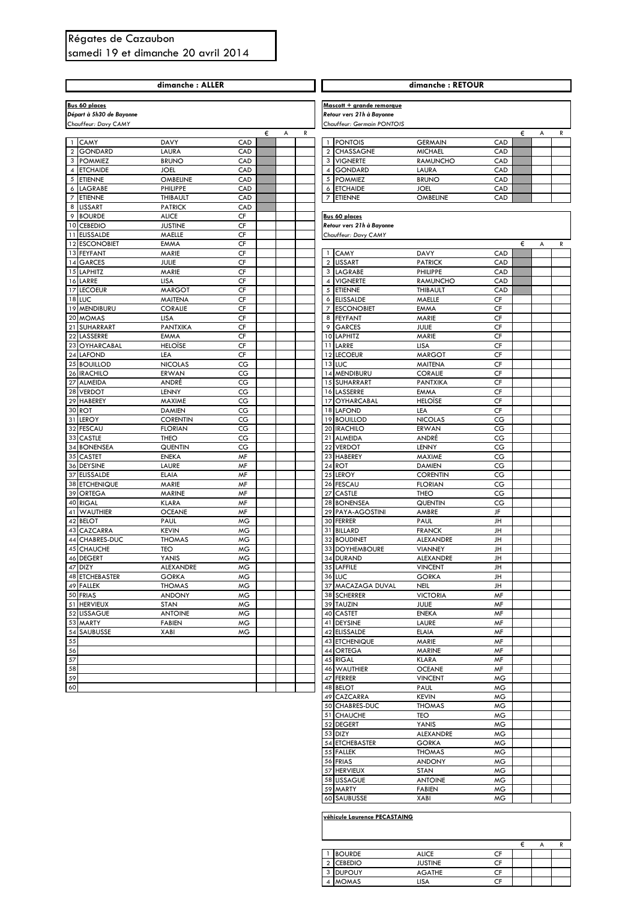Régates de Cazaubon
samedi 19 et dimanche 20 avril 2014

## dimanche : ALLER

**Bus 60 places**
*Départ à 5h30 de Bayonne*
*Chauffeur: Davy CAMY*

| | | | | € | A | R |
|---|---|---|---|---|---|---|
| 1 | CAMY | DAVY | CAD | | | |
| 2 | GONDARD | LAURA | CAD | | | |
| 3 | POMMIEZ | BRUNO | CAD | | | |
| 4 | ETCHAIDE | JOEL | CAD | | | |
| 5 | ETIENNE | OMBELINE | CAD | | | |
| 6 | LAGRABE | PHILIPPE | CAD | | | |
| 7 | ETIENNE | THIBAULT | CAD | | | |
| 8 | LISSART | PATRICK | CAD | | | |
| 9 | BOURDE | ALICE | CF | | | |
| 10 | CEBEDIO | JUSTINE | CF | | | |
| 11 | ELISSALDE | MAELLE | CF | | | |
| 12 | ESCONOBIET | EMMA | CF | | | |
| 13 | FEYFANT | MARIE | CF | | | |
| 14 | GARCES | JULIE | CF | | | |
| 15 | LAPHITZ | MARIE | CF | | | |
| 16 | LARRE | LISA | CF | | | |
| 17 | LECOEUR | MARGOT | CF | | | |
| 18 | LUC | MAITENA | CF | | | |
| 19 | MENDIBURU | CORALIE | CF | | | |
| 20 | MOMAS | LISA | CF | | | |
| 21 | SUHARRART | PANTXIKA | CF | | | |
| 22 | LASSERRE | EMMA | CF | | | |
| 23 | OYHARCABAL | HELOÏSE | CF | | | |
| 24 | LAFOND | LEA | CF | | | |
| 25 | BOUILLOD | NICOLAS | CG | | | |
| 26 | IRACHILO | ERWAN | CG | | | |
| 27 | ALMEIDA | ANDRÉ | CG | | | |
| 28 | VERDOT | LENNY | CG | | | |
| 29 | HABEREY | MAXIME | CG | | | |
| 30 | ROT | DAMIEN | CG | | | |
| 31 | LEROY | CORENTIN | CG | | | |
| 32 | FESCAU | FLORIAN | CG | | | |
| 33 | CASTLE | THEO | CG | | | |
| 34 | BONENSEA | QUENTIN | CG | | | |
| 35 | CASTET | ENEKA | MF | | | |
| 36 | DEYSINE | LAURE | MF | | | |
| 37 | ELISSALDE | ELAIA | MF | | | |
| 38 | ETCHENIQUE | MARIE | MF | | | |
| 39 | ORTEGA | MARINE | MF | | | |
| 40 | RIGAL | KLARA | MF | | | |
| 41 | WAUTHIER | OCEANE | MF | | | |
| 42 | BELOT | PAUL | MG | | | |
| 43 | CAZCARRA | KEVIN | MG | | | |
| 44 | CHABRES-DUC | THOMAS | MG | | | |
| 45 | CHAUCHE | TEO | MG | | | |
| 46 | DEGERT | YANIS | MG | | | |
| 47 | DIZY | ALEXANDRE | MG | | | |
| 48 | ETCHEBASTER | GORKA | MG | | | |
| 49 | FALLEK | THOMAS | MG | | | |
| 50 | FRIAS | ANDONY | MG | | | |
| 51 | HERVIEUX | STAN | MG | | | |
| 52 | LISSAGUE | ANTOINE | MG | | | |
| 53 | MARTY | FABIEN | MG | | | |
| 54 | SAUBUSSE | XABI | MG | | | |
| 55 | | | | | | |
| 56 | | | | | | |
| 57 | | | | | | |
| 58 | | | | | | |
| 59 | | | | | | |
| 60 | | | | | | |

## dimanche : RETOUR

**Mascott + grande remorque**
*Retour vers 21h à Bayonne*
*Chauffeur: Germain PONTOIS*

| | | | | € | A | R |
|---|---|---|---|---|---|---|
| 1 | PONTOIS | GERMAIN | CAD | | | |
| 2 | CHASSAGNE | MICHAEL | CAD | | | |
| 3 | VIGNERTE | RAMUNCHO | CAD | | | |
| 4 | GONDARD | LAURA | CAD | | | |
| 5 | POMMIEZ | BRUNO | CAD | | | |
| 6 | ETCHAIDE | JOEL | CAD | | | |
| 7 | ETIENNE | OMBELINE | CAD | | | |

**Bus 60 places**
*Retour vers 21h à Bayonne*
*Chauffeur: Davy CAMY*

| | | | | € | A | R |
|---|---|---|---|---|---|---|
| 1 | CAMY | DAVY | CAD | | | |
| 2 | LISSART | PATRICK | CAD | | | |
| 3 | LAGRABE | PHILIPPE | CAD | | | |
| 4 | VIGNERTE | RAMUNCHO | CAD | | | |
| 5 | ETIENNE | THIBAULT | CAD | | | |
| 6 | ELISSALDE | MAELLE | CF | | | |
| 7 | ESCONOBIET | EMMA | CF | | | |
| 8 | FEYFANT | MARIE | CF | | | |
| 9 | GARCES | JULIE | CF | | | |
| 10 | LAPHITZ | MARIE | CF | | | |
| 11 | LARRE | LISA | CF | | | |
| 12 | LECOEUR | MARGOT | CF | | | |
| 13 | LUC | MAITENA | CF | | | |
| 14 | MENDIBURU | CORALIE | CF | | | |
| 15 | SUHARRART | PANTXIKA | CF | | | |
| 16 | LASSERRE | EMMA | CF | | | |
| 17 | OYHARCABAL | HELOÏSE | CF | | | |
| 18 | LAFOND | LEA | CF | | | |
| 19 | BOUILLOD | NICOLAS | CG | | | |
| 20 | IRACHILO | ERWAN | CG | | | |
| 21 | ALMEIDA | ANDRÉ | CG | | | |
| 22 | VERDOT | LENNY | CG | | | |
| 23 | HABEREY | MAXIME | CG | | | |
| 24 | ROT | DAMIEN | CG | | | |
| 25 | LEROY | CORENTIN | CG | | | |
| 26 | FESCAU | FLORIAN | CG | | | |
| 27 | CASTLE | THEO | CG | | | |
| 28 | BONENSEA | QUENTIN | CG | | | |
| 29 | PAYA-AGOSTINI | AMBRE | JF | | | |
| 30 | FERRER | PAUL | JH | | | |
| 31 | BILLARD | FRANCK | JH | | | |
| 32 | BOUDINET | ALEXANDRE | JH | | | |
| 33 | DOYHEMBOURE | VIANNEY | JH | | | |
| 34 | DURAND | ALEXANDRE | JH | | | |
| 35 | LAFFILE | VINCENT | JH | | | |
| 36 | LUC | GORKA | JH | | | |
| 37 | MACAZAGA DUVAL | NEIL | JH | | | |
| 38 | SCHERRER | VICTORIA | MF | | | |
| 39 | TAUZIN | JULIE | MF | | | |
| 40 | CASTET | ENEKA | MF | | | |
| 41 | DEYSINE | LAURE | MF | | | |
| 42 | ELISSALDE | ELAIA | MF | | | |
| 43 | ETCHENIQUE | MARIE | MF | | | |
| 44 | ORTEGA | MARINE | MF | | | |
| 45 | RIGAL | KLARA | MF | | | |
| 46 | WAUTHIER | OCEANE | MF | | | |
| 47 | FERRER | VINCENT | MG | | | |
| 48 | BELOT | PAUL | MG | | | |
| 49 | CAZCARRA | KEVIN | MG | | | |
| 50 | CHABRES-DUC | THOMAS | MG | | | |
| 51 | CHAUCHE | TEO | MG | | | |
| 52 | DEGERT | YANIS | MG | | | |
| 53 | DIZY | ALEXANDRE | MG | | | |
| 54 | ETCHEBASTER | GORKA | MG | | | |
| 55 | FALLEK | THOMAS | MG | | | |
| 56 | FRIAS | ANDONY | MG | | | |
| 57 | HERVIEUX | STAN | MG | | | |
| 58 | LISSAGUE | ANTOINE | MG | | | |
| 59 | MARTY | FABIEN | MG | | | |
| 60 | SAUBUSSE | XABI | MG | | | |

**véhicule Laurence PECASTAING**

| | | | | € | A | R |
|---|---|---|---|---|---|---|
| 1 | BOURDE | ALICE | CF | | | |
| 2 | CEBEDIO | JUSTINE | CF | | | |
| 3 | DUPOUY | AGATHE | CF | | | |
| 4 | MOMAS | LISA | CF | | | |